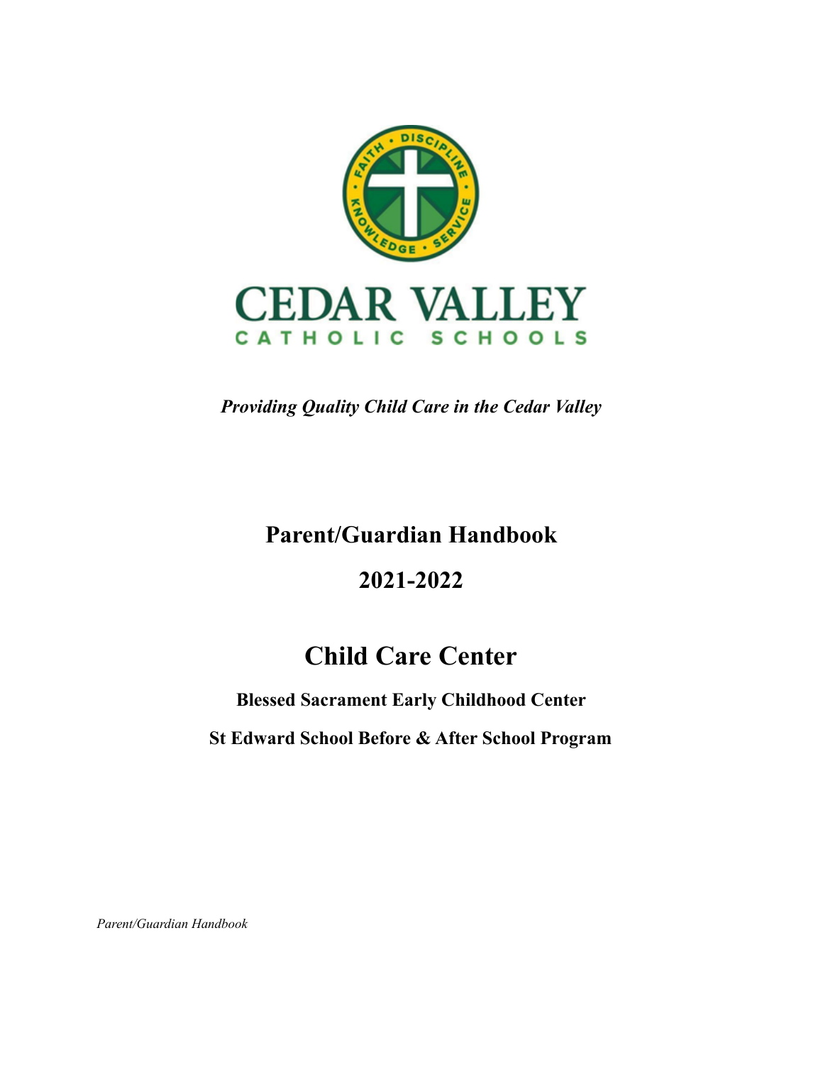CEDAR VALLEY
CATHOLIC SCHOOLS

*Providing Quality Child Care in the Cedar Valley*

# Parent/Guardian Handbook

# 2021-2022

# Child Care Center

**Blessed Sacrament Early Childhood Center**

**St Edward School Before & After School Program**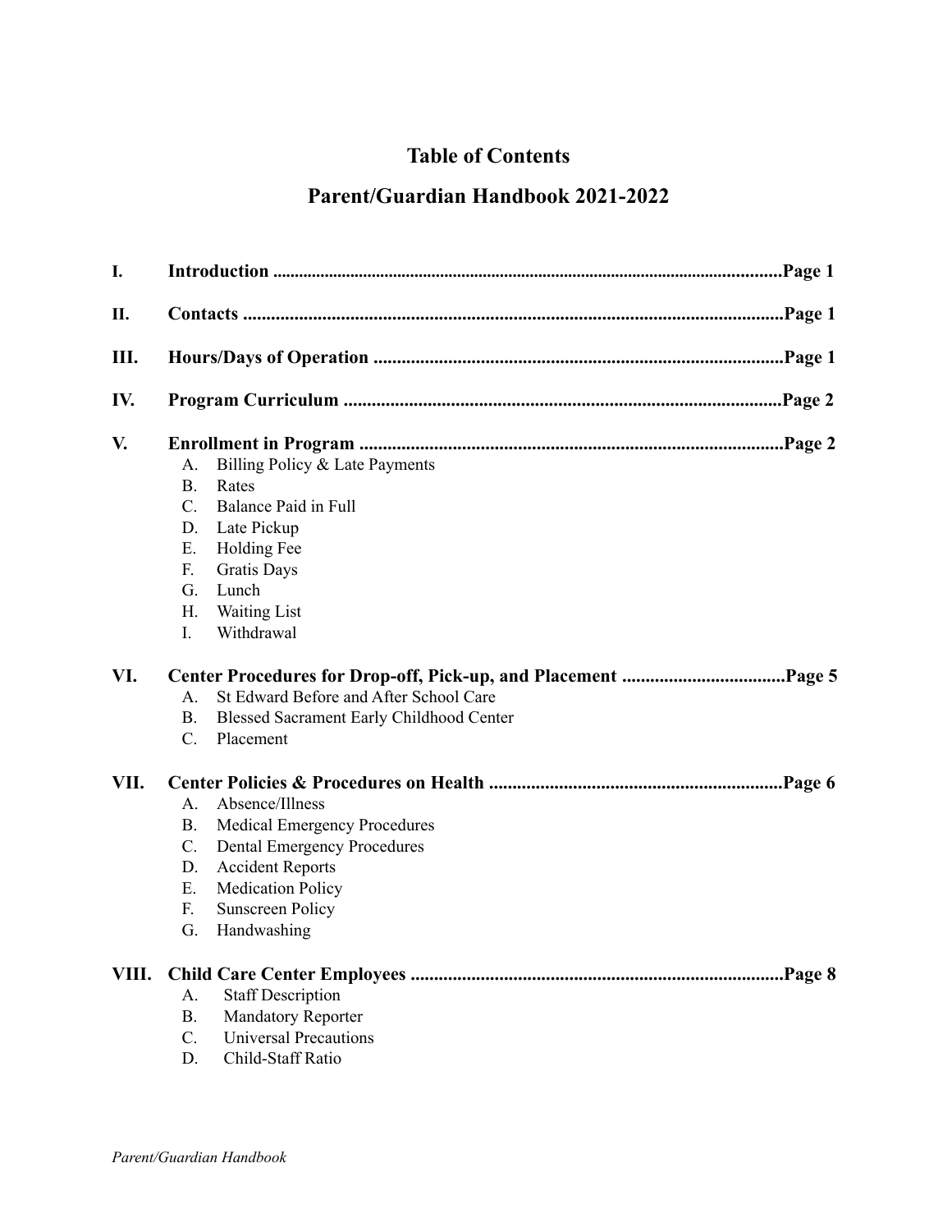# Table of Contents

## Parent/Guardian Handbook 2021-2022

**I. Introduction** .......................................................................................................... **Page 1**

**II. Contacts** .................................................................................................................. **Page 1**

**III. Hours/Days of Operation** ....................................................................................... **Page 1**

**IV. Program Curriculum** ............................................................................................. **Page 2**

**V. Enrollment in Program** .......................................................................................... **Page 2**

- A. Billing Policy & Late Payments
- B. Rates
- C. Balance Paid in Full
- D. Late Pickup
- E. Holding Fee
- F. Gratis Days
- G. Lunch
- H. Waiting List
- I. Withdrawal

**VI. Center Procedures for Drop-off, Pick-up, and Placement** .................................. **Page 5**

- A. St Edward Before and After School Care
- B. Blessed Sacrament Early Childhood Center
- C. Placement

**VII. Center Policies & Procedures on Health** .............................................................. **Page 6**

- A. Absence/Illness
- B. Medical Emergency Procedures
- C. Dental Emergency Procedures
- D. Accident Reports
- E. Medication Policy
- F. Sunscreen Policy
- G. Handwashing

**VIII. Child Care Center Employees** ............................................................................... **Page 8**

- A. Staff Description
- B. Mandatory Reporter
- C. Universal Precautions
- D. Child-Staff Ratio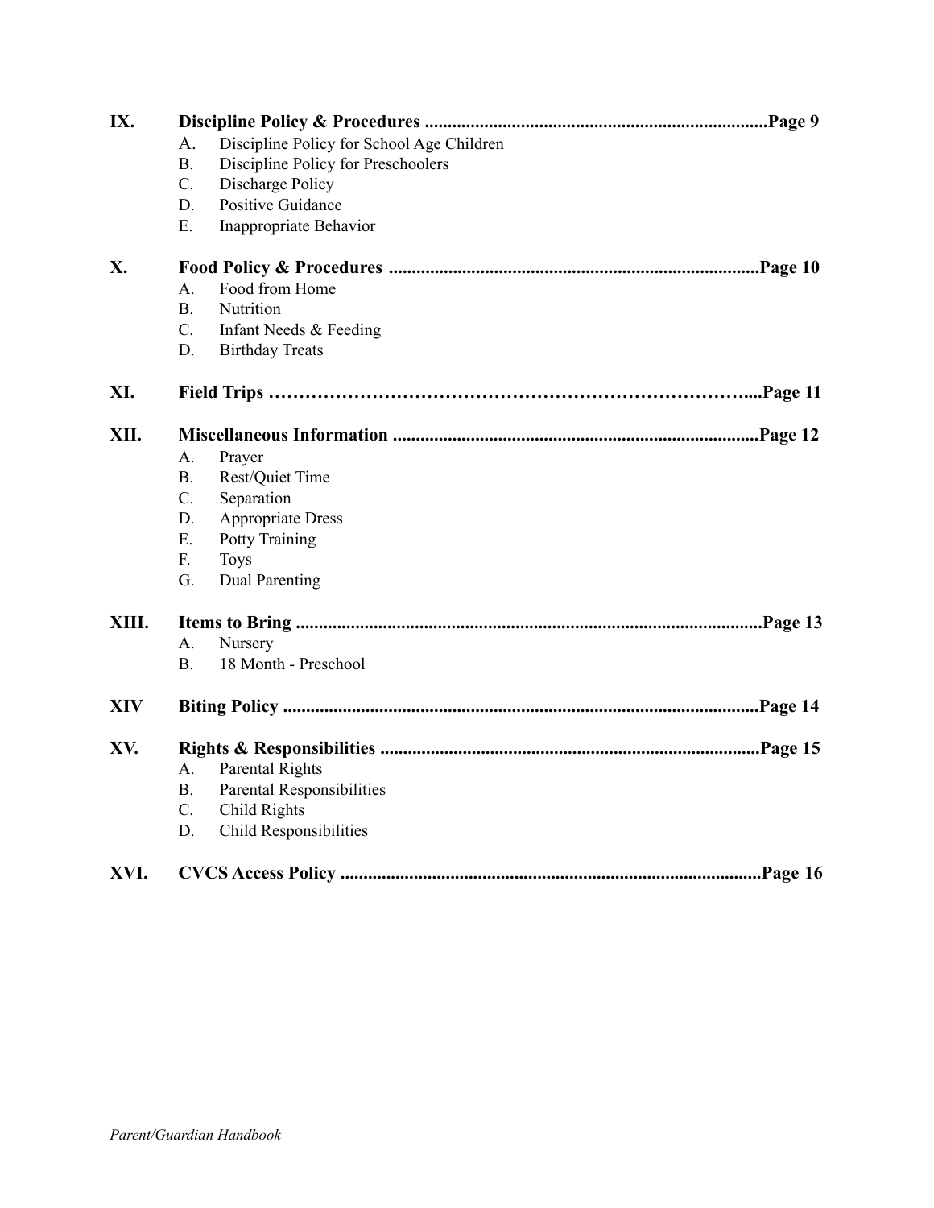**IX. Discipline Policy & Procedures ............................................................................Page 9**

A. Discipline Policy for School Age Children
B. Discipline Policy for Preschoolers
C. Discharge Policy
D. Positive Guidance
E. Inappropriate Behavior

**X. Food Policy & Procedures ................................................................................Page 10**

A. Food from Home
B. Nutrition
C. Infant Needs & Feeding
D. Birthday Treats

**XI. Field Trips …………………………………………………………………....Page 11**

**XII. Miscellaneous Information ...............................................................................Page 12**

A. Prayer
B. Rest/Quiet Time
C. Separation
D. Appropriate Dress
E. Potty Training
F. Toys
G. Dual Parenting

**XIII. Items to Bring ....................................................................................................Page 13**

A. Nursery
B. 18 Month - Preschool

**XIV Biting Policy .......................................................................................................Page 14**

**XV. Rights & Responsibilities ..................................................................................Page 15**

A. Parental Rights
B. Parental Responsibilities
C. Child Rights
D. Child Responsibilities

**XVI. CVCS Access Policy ..........................................................................................Page 16**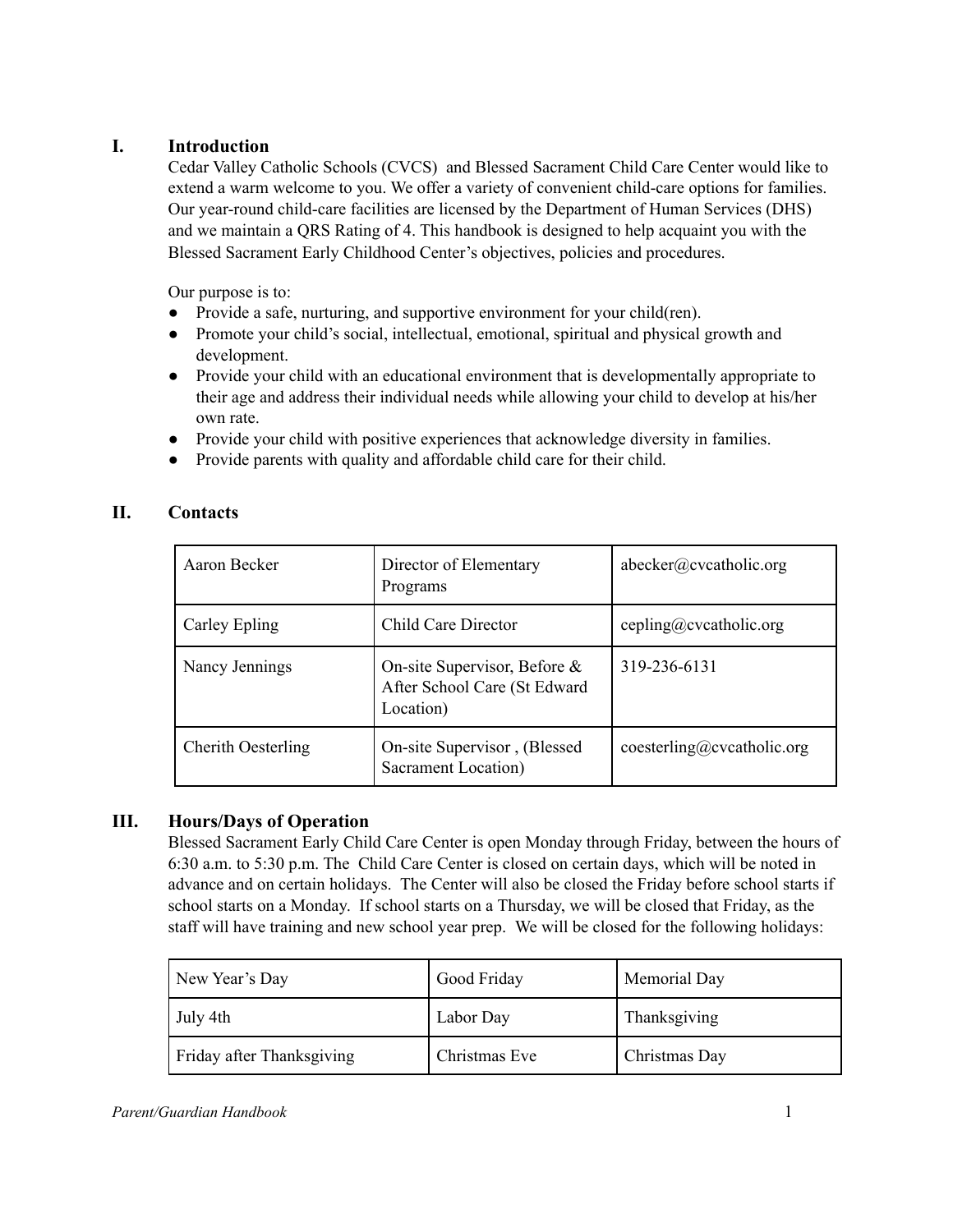## I. Introduction

Cedar Valley Catholic Schools (CVCS) and Blessed Sacrament Child Care Center would like to extend a warm welcome to you. We offer a variety of convenient child-care options for families. Our year-round child-care facilities are licensed by the Department of Human Services (DHS) and we maintain a QRS Rating of 4. This handbook is designed to help acquaint you with the Blessed Sacrament Early Childhood Center's objectives, policies and procedures.

Our purpose is to:

- Provide a safe, nurturing, and supportive environment for your child(ren).
- Promote your child's social, intellectual, emotional, spiritual and physical growth and development.
- Provide your child with an educational environment that is developmentally appropriate to their age and address their individual needs while allowing your child to develop at his/her own rate.
- Provide your child with positive experiences that acknowledge diversity in families.
- Provide parents with quality and affordable child care for their child.

## II. Contacts

| | | |
|---|---|---|
| Aaron Becker | Director of Elementary Programs | abecker@cvcatholic.org |
| Carley Epling | Child Care Director | cepling@cvcatholic.org |
| Nancy Jennings | On-site Supervisor, Before & After School Care (St Edward Location) | 319-236-6131 |
| Cherith Oesterling | On-site Supervisor , (Blessed Sacrament Location) | coesterling@cvcatholic.org |

## III. Hours/Days of Operation

Blessed Sacrament Early Child Care Center is open Monday through Friday, between the hours of 6:30 a.m. to 5:30 p.m. The Child Care Center is closed on certain days, which will be noted in advance and on certain holidays. The Center will also be closed the Friday before school starts if school starts on a Monday. If school starts on a Thursday, we will be closed that Friday, as the staff will have training and new school year prep. We will be closed for the following holidays:

| | | |
|---|---|---|
| New Year's Day | Good Friday | Memorial Day |
| July 4th | Labor Day | Thanksgiving |
| Friday after Thanksgiving | Christmas Eve | Christmas Day |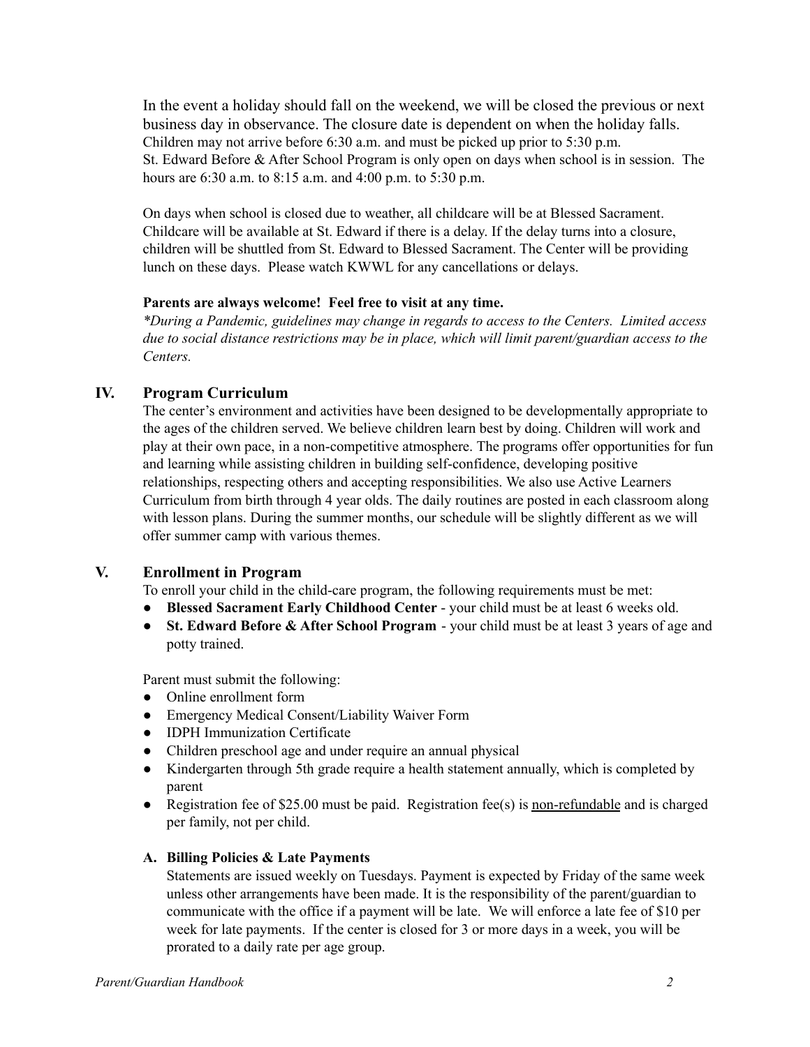In the event a holiday should fall on the weekend, we will be closed the previous or next business day in observance. The closure date is dependent on when the holiday falls. Children may not arrive before 6:30 a.m. and must be picked up prior to 5:30 p.m. St. Edward Before & After School Program is only open on days when school is in session. The hours are 6:30 a.m. to 8:15 a.m. and 4:00 p.m. to 5:30 p.m.

On days when school is closed due to weather, all childcare will be at Blessed Sacrament. Childcare will be available at St. Edward if there is a delay. If the delay turns into a closure, children will be shuttled from St. Edward to Blessed Sacrament. The Center will be providing lunch on these days. Please watch KWWL for any cancellations or delays.

**Parents are always welcome! Feel free to visit at any time.**

*\*During a Pandemic, guidelines may change in regards to access to the Centers. Limited access due to social distance restrictions may be in place, which will limit parent/guardian access to the Centers.*

## IV. Program Curriculum

The center's environment and activities have been designed to be developmentally appropriate to the ages of the children served. We believe children learn best by doing. Children will work and play at their own pace, in a non-competitive atmosphere. The programs offer opportunities for fun and learning while assisting children in building self-confidence, developing positive relationships, respecting others and accepting responsibilities. We also use Active Learners Curriculum from birth through 4 year olds. The daily routines are posted in each classroom along with lesson plans. During the summer months, our schedule will be slightly different as we will offer summer camp with various themes.

## V. Enrollment in Program

To enroll your child in the child-care program, the following requirements must be met:

- **Blessed Sacrament Early Childhood Center** - your child must be at least 6 weeks old.
- **St. Edward Before & After School Program** - your child must be at least 3 years of age and potty trained.

Parent must submit the following:

- Online enrollment form
- Emergency Medical Consent/Liability Waiver Form
- IDPH Immunization Certificate
- Children preschool age and under require an annual physical
- Kindergarten through 5th grade require a health statement annually, which is completed by parent
- Registration fee of $25.00 must be paid. Registration fee(s) is non-refundable and is charged per family, not per child.

### A. Billing Policies & Late Payments

Statements are issued weekly on Tuesdays. Payment is expected by Friday of the same week unless other arrangements have been made. It is the responsibility of the parent/guardian to communicate with the office if a payment will be late. We will enforce a late fee of $10 per week for late payments. If the center is closed for 3 or more days in a week, you will be prorated to a daily rate per age group.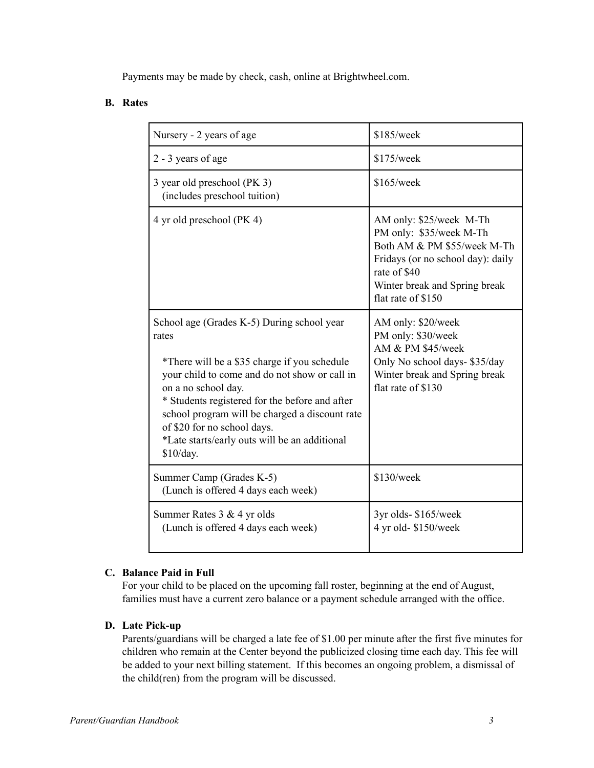Payments may be made by check, cash, online at Brightwheel.com.

**B. Rates**

| | |
|---|---|
| Nursery - 2 years of age | $185/week |
| 2 - 3 years of age | $175/week |
| 3 year old preschool (PK 3)<br>(includes preschool tuition) | $165/week |
| 4 yr old preschool (PK 4) | AM only: $25/week M-Th<br>PM only: $35/week M-Th<br>Both AM & PM $55/week M-Th<br>Fridays (or no school day): daily rate of $40<br>Winter break and Spring break flat rate of $150 |
| School age (Grades K-5) During school year rates<br><br>*There will be a $35 charge if you schedule your child to come and do not show or call in on a no school day.<br>* Students registered for the before and after school program will be charged a discount rate of $20 for no school days.<br>*Late starts/early outs will be an additional $10/day. | AM only: $20/week<br>PM only: $30/week<br>AM & PM $45/week<br>Only No school days- $35/day<br>Winter break and Spring break flat rate of $130 |
| Summer Camp (Grades K-5)<br>(Lunch is offered 4 days each week) | $130/week |
| Summer Rates 3 & 4 yr olds<br>(Lunch is offered 4 days each week) | 3yr olds- $165/week<br>4 yr old- $150/week |

**C. Balance Paid in Full**

For your child to be placed on the upcoming fall roster, beginning at the end of August, families must have a current zero balance or a payment schedule arranged with the office.

**D. Late Pick-up**

Parents/guardians will be charged a late fee of $1.00 per minute after the first five minutes for children who remain at the Center beyond the publicized closing time each day. This fee will be added to your next billing statement. If this becomes an ongoing problem, a dismissal of the child(ren) from the program will be discussed.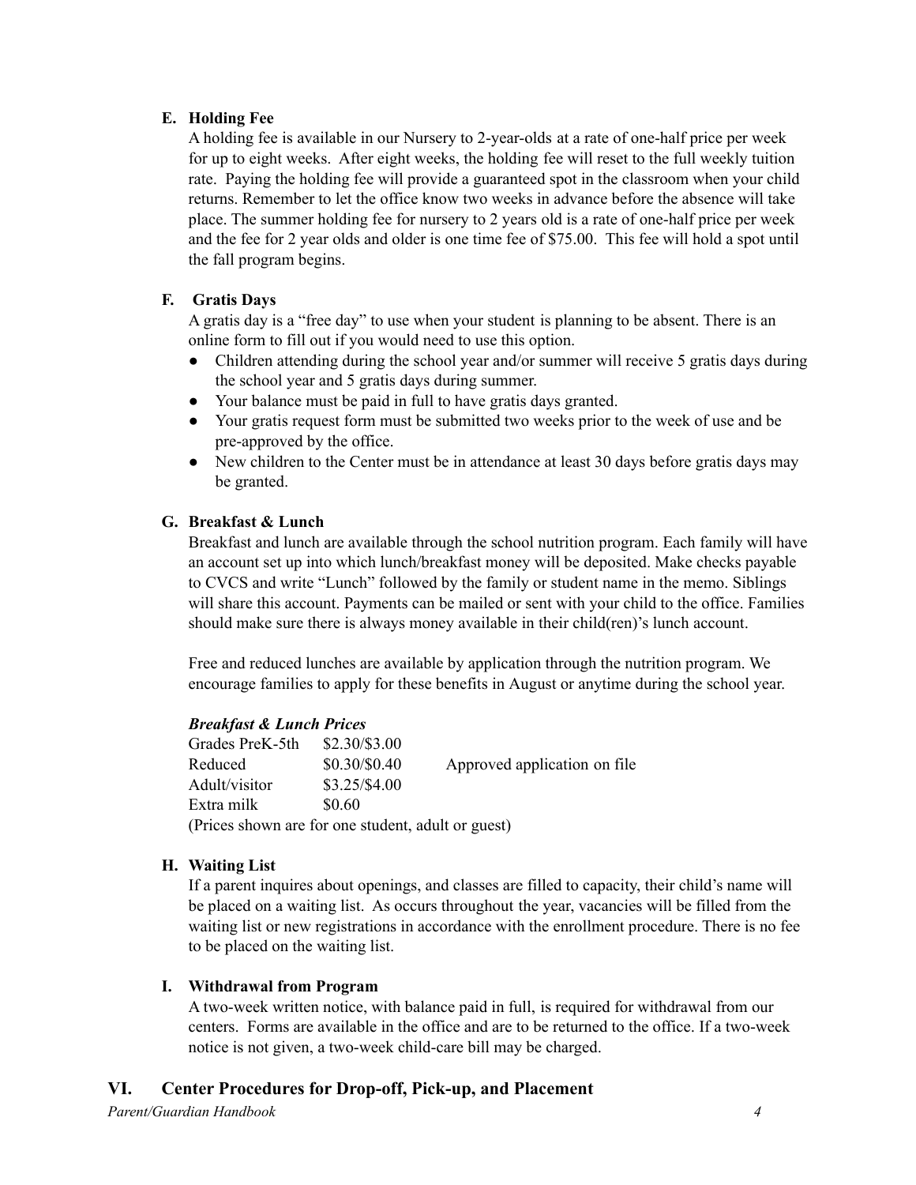### E. Holding Fee

A holding fee is available in our Nursery to 2-year-olds at a rate of one-half price per week for up to eight weeks. After eight weeks, the holding fee will reset to the full weekly tuition rate. Paying the holding fee will provide a guaranteed spot in the classroom when your child returns. Remember to let the office know two weeks in advance before the absence will take place. The summer holding fee for nursery to 2 years old is a rate of one-half price per week and the fee for 2 year olds and older is one time fee of $75.00. This fee will hold a spot until the fall program begins.

### F. Gratis Days

A gratis day is a "free day" to use when your student is planning to be absent. There is an online form to fill out if you would need to use this option.

- Children attending during the school year and/or summer will receive 5 gratis days during the school year and 5 gratis days during summer.
- Your balance must be paid in full to have gratis days granted.
- Your gratis request form must be submitted two weeks prior to the week of use and be pre-approved by the office.
- New children to the Center must be in attendance at least 30 days before gratis days may be granted.

### G. Breakfast & Lunch

Breakfast and lunch are available through the school nutrition program. Each family will have an account set up into which lunch/breakfast money will be deposited. Make checks payable to CVCS and write "Lunch" followed by the family or student name in the memo. Siblings will share this account. Payments can be mailed or sent with your child to the office. Families should make sure there is always money available in their child(ren)'s lunch account.

Free and reduced lunches are available by application through the nutrition program. We encourage families to apply for these benefits in August or anytime during the school year.

***Breakfast & Lunch Prices***

| | | |
|---|---|---|
| Grades PreK-5th | $2.30/$3.00 | |
| Reduced | $0.30/$0.40 | Approved application on file |
| Adult/visitor | $3.25/$4.00 | |
| Extra milk | $0.60 | |

(Prices shown are for one student, adult or guest)

### H. Waiting List

If a parent inquires about openings, and classes are filled to capacity, their child's name will be placed on a waiting list. As occurs throughout the year, vacancies will be filled from the waiting list or new registrations in accordance with the enrollment procedure. There is no fee to be placed on the waiting list.

### I. Withdrawal from Program

A two-week written notice, with balance paid in full, is required for withdrawal from our centers. Forms are available in the office and are to be returned to the office. If a two-week notice is not given, a two-week child-care bill may be charged.

## VI. Center Procedures for Drop-off, Pick-up, and Placement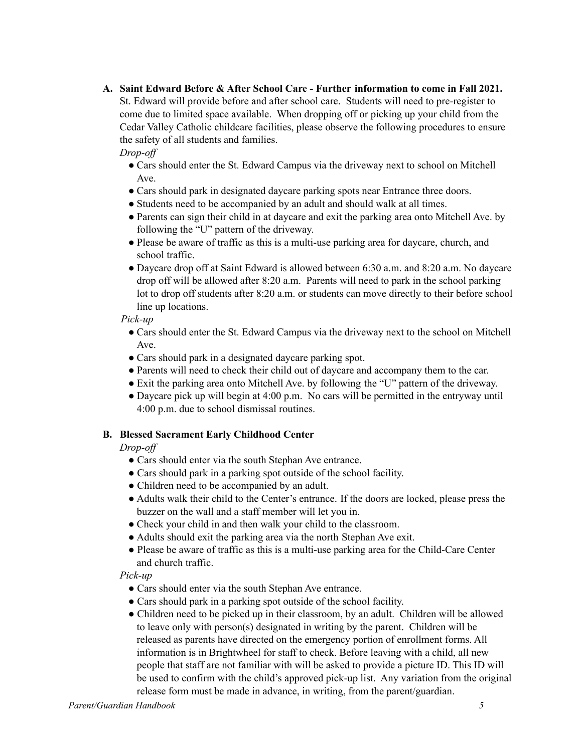**A. Saint Edward Before & After School Care - Further information to come in Fall 2021.**

St. Edward will provide before and after school care. Students will need to pre-register to come due to limited space available. When dropping off or picking up your child from the Cedar Valley Catholic childcare facilities, please observe the following procedures to ensure the safety of all students and families.

*Drop-off*

- Cars should enter the St. Edward Campus via the driveway next to school on Mitchell Ave.
- Cars should park in designated daycare parking spots near Entrance three doors.
- Students need to be accompanied by an adult and should walk at all times.
- Parents can sign their child in at daycare and exit the parking area onto Mitchell Ave. by following the "U" pattern of the driveway.
- Please be aware of traffic as this is a multi-use parking area for daycare, church, and school traffic.
- Daycare drop off at Saint Edward is allowed between 6:30 a.m. and 8:20 a.m. No daycare drop off will be allowed after 8:20 a.m. Parents will need to park in the school parking lot to drop off students after 8:20 a.m. or students can move directly to their before school line up locations.

*Pick-up*

- Cars should enter the St. Edward Campus via the driveway next to the school on Mitchell Ave.
- Cars should park in a designated daycare parking spot.
- Parents will need to check their child out of daycare and accompany them to the car.
- Exit the parking area onto Mitchell Ave. by following the "U" pattern of the driveway.
- Daycare pick up will begin at 4:00 p.m. No cars will be permitted in the entryway until 4:00 p.m. due to school dismissal routines.

**B. Blessed Sacrament Early Childhood Center**

*Drop-off*

- Cars should enter via the south Stephan Ave entrance.
- Cars should park in a parking spot outside of the school facility.
- Children need to be accompanied by an adult.
- Adults walk their child to the Center's entrance. If the doors are locked, please press the buzzer on the wall and a staff member will let you in.
- Check your child in and then walk your child to the classroom.
- Adults should exit the parking area via the north Stephan Ave exit.
- Please be aware of traffic as this is a multi-use parking area for the Child-Care Center and church traffic.

*Pick-up*

- Cars should enter via the south Stephan Ave entrance.
- Cars should park in a parking spot outside of the school facility.
- Children need to be picked up in their classroom, by an adult. Children will be allowed to leave only with person(s) designated in writing by the parent. Children will be released as parents have directed on the emergency portion of enrollment forms. All information is in Brightwheel for staff to check. Before leaving with a child, all new people that staff are not familiar with will be asked to provide a picture ID. This ID will be used to confirm with the child's approved pick-up list. Any variation from the original release form must be made in advance, in writing, from the parent/guardian.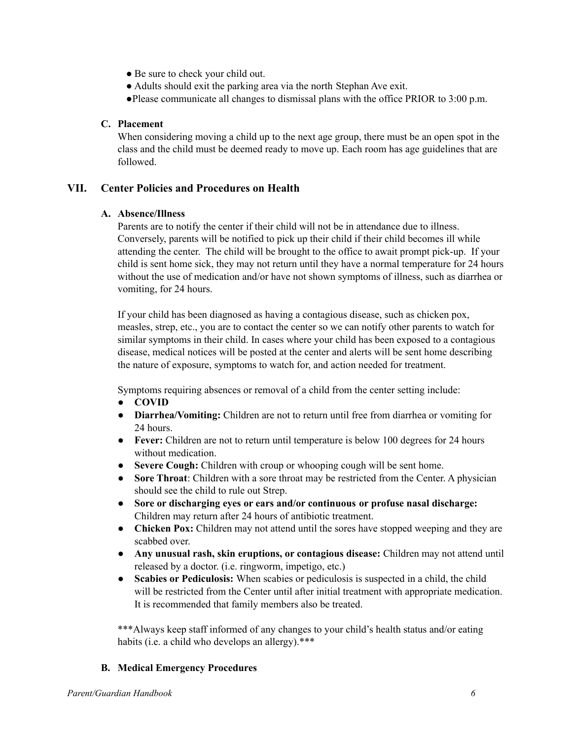- Be sure to check your child out.
- Adults should exit the parking area via the north Stephan Ave exit.
- Please communicate all changes to dismissal plans with the office PRIOR to 3:00 p.m.

### C. Placement

When considering moving a child up to the next age group, there must be an open spot in the class and the child must be deemed ready to move up. Each room has age guidelines that are followed.

## VII. Center Policies and Procedures on Health

### A. Absence/Illness

Parents are to notify the center if their child will not be in attendance due to illness. Conversely, parents will be notified to pick up their child if their child becomes ill while attending the center. The child will be brought to the office to await prompt pick-up. If your child is sent home sick, they may not return until they have a normal temperature for 24 hours without the use of medication and/or have not shown symptoms of illness, such as diarrhea or vomiting, for 24 hours.

If your child has been diagnosed as having a contagious disease, such as chicken pox, measles, strep, etc., you are to contact the center so we can notify other parents to watch for similar symptoms in their child. In cases where your child has been exposed to a contagious disease, medical notices will be posted at the center and alerts will be sent home describing the nature of exposure, symptoms to watch for, and action needed for treatment.

Symptoms requiring absences or removal of a child from the center setting include:

- **COVID**
- **Diarrhea/Vomiting:** Children are not to return until free from diarrhea or vomiting for 24 hours.
- **Fever:** Children are not to return until temperature is below 100 degrees for 24 hours without medication.
- **Severe Cough:** Children with croup or whooping cough will be sent home.
- **Sore Throat**: Children with a sore throat may be restricted from the Center. A physician should see the child to rule out Strep.
- **Sore or discharging eyes or ears and/or continuous or profuse nasal discharge:** Children may return after 24 hours of antibiotic treatment.
- **Chicken Pox:** Children may not attend until the sores have stopped weeping and they are scabbed over.
- **Any unusual rash, skin eruptions, or contagious disease:** Children may not attend until released by a doctor. (i.e. ringworm, impetigo, etc.)
- **Scabies or Pediculosis:** When scabies or pediculosis is suspected in a child, the child will be restricted from the Center until after initial treatment with appropriate medication. It is recommended that family members also be treated.

***Always keep staff informed of any changes to your child's health status and/or eating habits (i.e. a child who develops an allergy).***

### B. Medical Emergency Procedures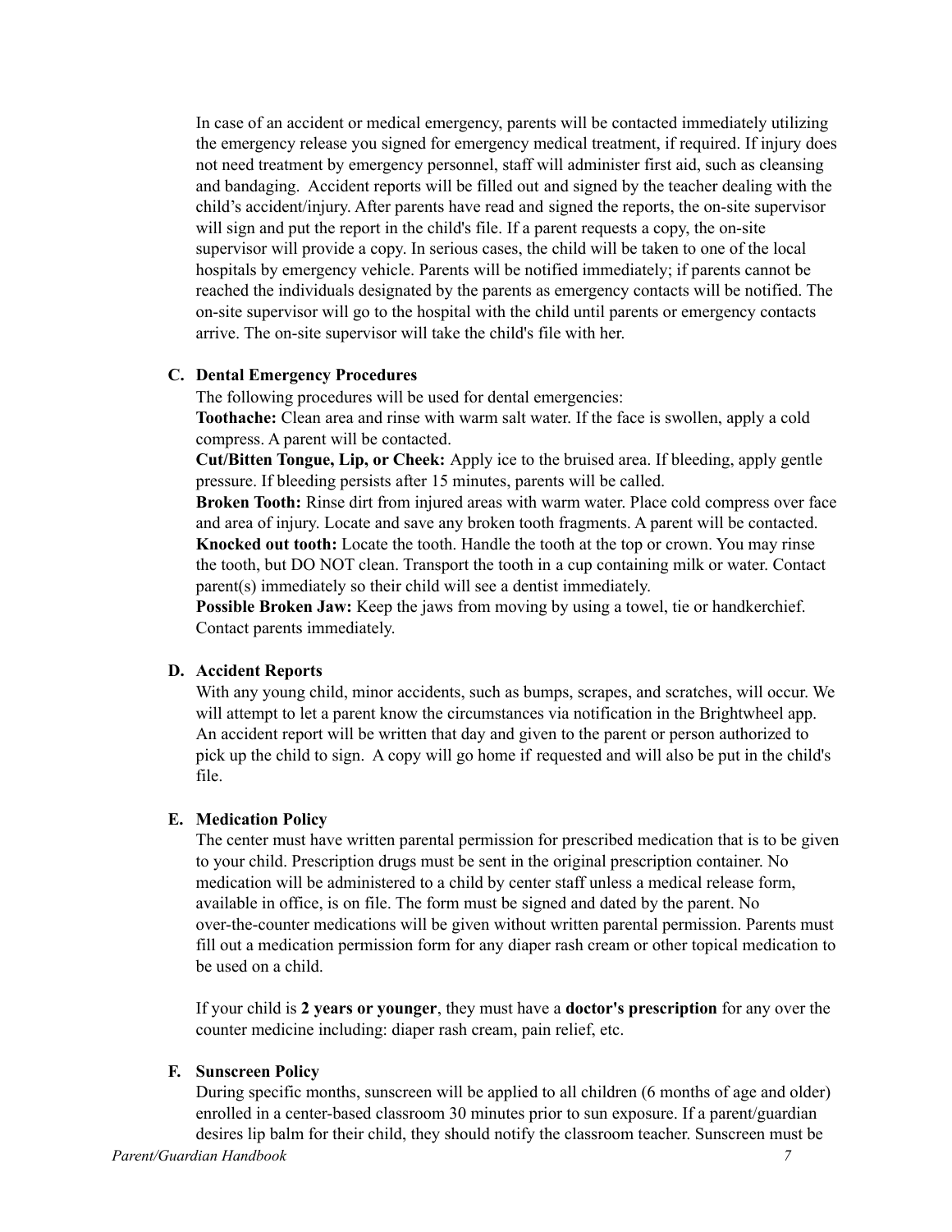In case of an accident or medical emergency, parents will be contacted immediately utilizing the emergency release you signed for emergency medical treatment, if required. If injury does not need treatment by emergency personnel, staff will administer first aid, such as cleansing and bandaging. Accident reports will be filled out and signed by the teacher dealing with the child's accident/injury. After parents have read and signed the reports, the on-site supervisor will sign and put the report in the child's file. If a parent requests a copy, the on-site supervisor will provide a copy. In serious cases, the child will be taken to one of the local hospitals by emergency vehicle. Parents will be notified immediately; if parents cannot be reached the individuals designated by the parents as emergency contacts will be notified. The on-site supervisor will go to the hospital with the child until parents or emergency contacts arrive. The on-site supervisor will take the child's file with her.

### C. Dental Emergency Procedures

The following procedures will be used for dental emergencies:

**Toothache:** Clean area and rinse with warm salt water. If the face is swollen, apply a cold compress. A parent will be contacted.

**Cut/Bitten Tongue, Lip, or Cheek:** Apply ice to the bruised area. If bleeding, apply gentle pressure. If bleeding persists after 15 minutes, parents will be called.

**Broken Tooth:** Rinse dirt from injured areas with warm water. Place cold compress over face and area of injury. Locate and save any broken tooth fragments. A parent will be contacted.

**Knocked out tooth:** Locate the tooth. Handle the tooth at the top or crown. You may rinse the tooth, but DO NOT clean. Transport the tooth in a cup containing milk or water. Contact parent(s) immediately so their child will see a dentist immediately.

**Possible Broken Jaw:** Keep the jaws from moving by using a towel, tie or handkerchief. Contact parents immediately.

### D. Accident Reports

With any young child, minor accidents, such as bumps, scrapes, and scratches, will occur. We will attempt to let a parent know the circumstances via notification in the Brightwheel app. An accident report will be written that day and given to the parent or person authorized to pick up the child to sign. A copy will go home if requested and will also be put in the child's file.

### E. Medication Policy

The center must have written parental permission for prescribed medication that is to be given to your child. Prescription drugs must be sent in the original prescription container. No medication will be administered to a child by center staff unless a medical release form, available in office, is on file. The form must be signed and dated by the parent. No over-the-counter medications will be given without written parental permission. Parents must fill out a medication permission form for any diaper rash cream or other topical medication to be used on a child.

If your child is **2 years or younger**, they must have a **doctor's prescription** for any over the counter medicine including: diaper rash cream, pain relief, etc.

### F. Sunscreen Policy

During specific months, sunscreen will be applied to all children (6 months of age and older) enrolled in a center-based classroom 30 minutes prior to sun exposure. If a parent/guardian desires lip balm for their child, they should notify the classroom teacher. Sunscreen must be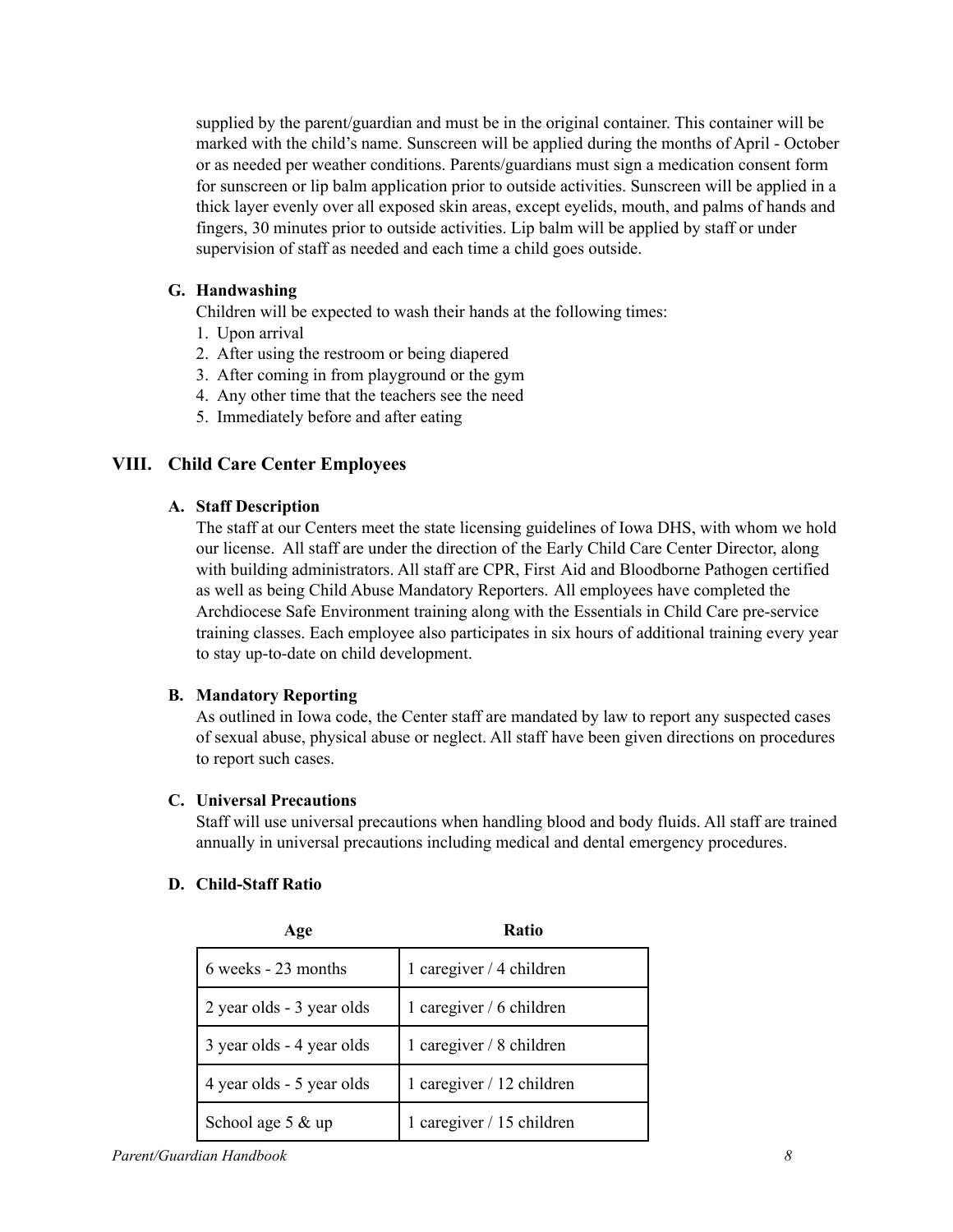supplied by the parent/guardian and must be in the original container. This container will be marked with the child's name. Sunscreen will be applied during the months of April - October or as needed per weather conditions. Parents/guardians must sign a medication consent form for sunscreen or lip balm application prior to outside activities. Sunscreen will be applied in a thick layer evenly over all exposed skin areas, except eyelids, mouth, and palms of hands and fingers, 30 minutes prior to outside activities. Lip balm will be applied by staff or under supervision of staff as needed and each time a child goes outside.

### G. Handwashing

Children will be expected to wash their hands at the following times:

1. Upon arrival
2. After using the restroom or being diapered
3. After coming in from playground or the gym
4. Any other time that the teachers see the need
5. Immediately before and after eating

## VIII. Child Care Center Employees

### A. Staff Description

The staff at our Centers meet the state licensing guidelines of Iowa DHS, with whom we hold our license. All staff are under the direction of the Early Child Care Center Director, along with building administrators. All staff are CPR, First Aid and Bloodborne Pathogen certified as well as being Child Abuse Mandatory Reporters. All employees have completed the Archdiocese Safe Environment training along with the Essentials in Child Care pre-service training classes. Each employee also participates in six hours of additional training every year to stay up-to-date on child development.

### B. Mandatory Reporting

As outlined in Iowa code, the Center staff are mandated by law to report any suspected cases of sexual abuse, physical abuse or neglect. All staff have been given directions on procedures to report such cases.

### C. Universal Precautions

Staff will use universal precautions when handling blood and body fluids. All staff are trained annually in universal precautions including medical and dental emergency procedures.

### D. Child-Staff Ratio

| Age | Ratio |
|---|---|
| 6 weeks - 23 months | 1 caregiver / 4 children |
| 2 year olds - 3 year olds | 1 caregiver / 6 children |
| 3 year olds - 4 year olds | 1 caregiver / 8 children |
| 4 year olds - 5 year olds | 1 caregiver / 12 children |
| School age 5 & up | 1 caregiver / 15 children |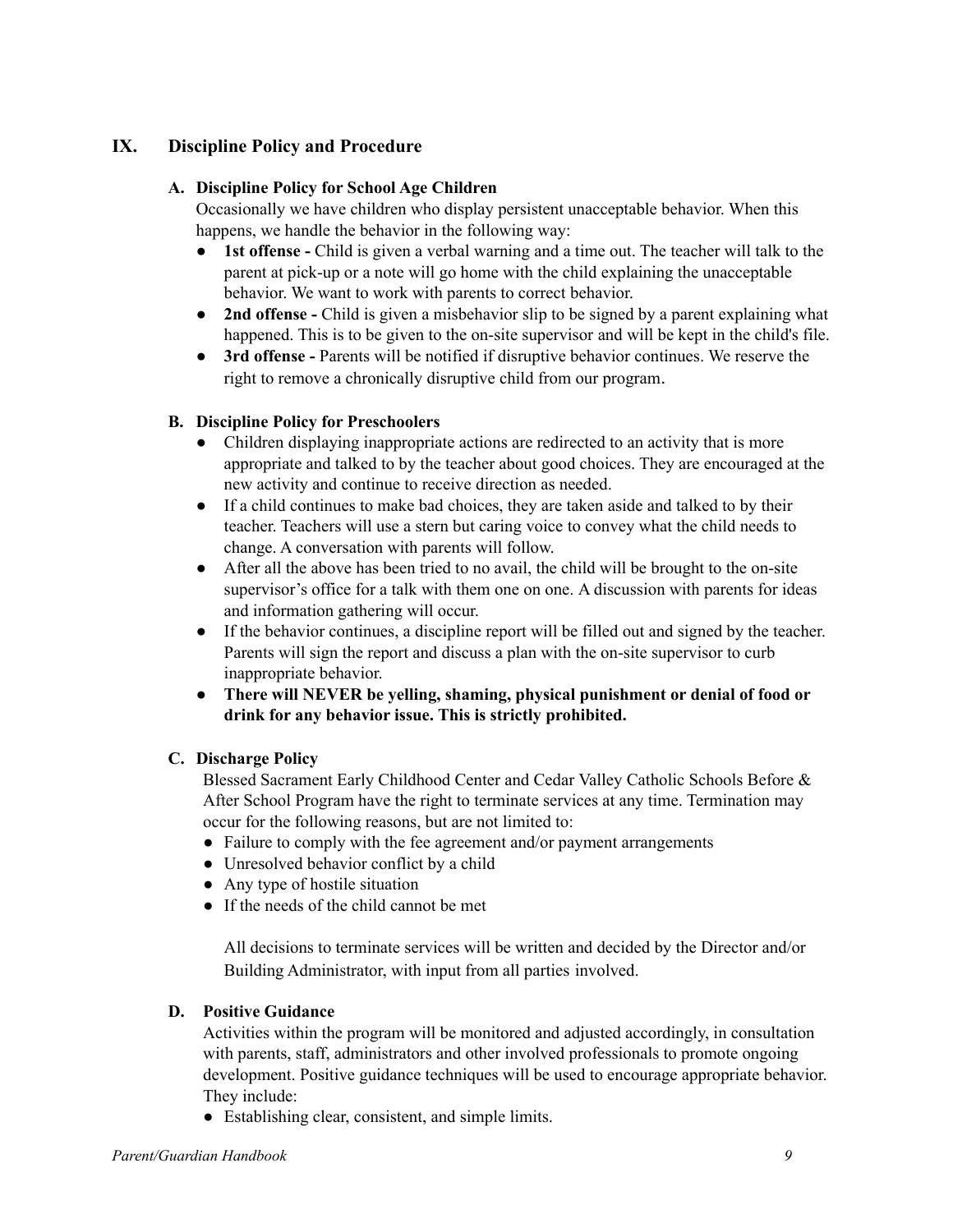## IX. Discipline Policy and Procedure

### A. Discipline Policy for School Age Children

Occasionally we have children who display persistent unacceptable behavior. When this happens, we handle the behavior in the following way:

- **1st offense -** Child is given a verbal warning and a time out. The teacher will talk to the parent at pick-up or a note will go home with the child explaining the unacceptable behavior. We want to work with parents to correct behavior.
- **2nd offense -** Child is given a misbehavior slip to be signed by a parent explaining what happened. This is to be given to the on-site supervisor and will be kept in the child's file.
- **3rd offense -** Parents will be notified if disruptive behavior continues. We reserve the right to remove a chronically disruptive child from our program.

### B. Discipline Policy for Preschoolers

- Children displaying inappropriate actions are redirected to an activity that is more appropriate and talked to by the teacher about good choices. They are encouraged at the new activity and continue to receive direction as needed.
- If a child continues to make bad choices, they are taken aside and talked to by their teacher. Teachers will use a stern but caring voice to convey what the child needs to change. A conversation with parents will follow.
- After all the above has been tried to no avail, the child will be brought to the on-site supervisor's office for a talk with them one on one. A discussion with parents for ideas and information gathering will occur.
- If the behavior continues, a discipline report will be filled out and signed by the teacher. Parents will sign the report and discuss a plan with the on-site supervisor to curb inappropriate behavior.
- **There will NEVER be yelling, shaming, physical punishment or denial of food or drink for any behavior issue. This is strictly prohibited.**

### C. Discharge Policy

Blessed Sacrament Early Childhood Center and Cedar Valley Catholic Schools Before & After School Program have the right to terminate services at any time. Termination may occur for the following reasons, but are not limited to:

- Failure to comply with the fee agreement and/or payment arrangements
- Unresolved behavior conflict by a child
- Any type of hostile situation
- If the needs of the child cannot be met

All decisions to terminate services will be written and decided by the Director and/or Building Administrator, with input from all parties involved.

### D. Positive Guidance

Activities within the program will be monitored and adjusted accordingly, in consultation with parents, staff, administrators and other involved professionals to promote ongoing development. Positive guidance techniques will be used to encourage appropriate behavior. They include:

- Establishing clear, consistent, and simple limits.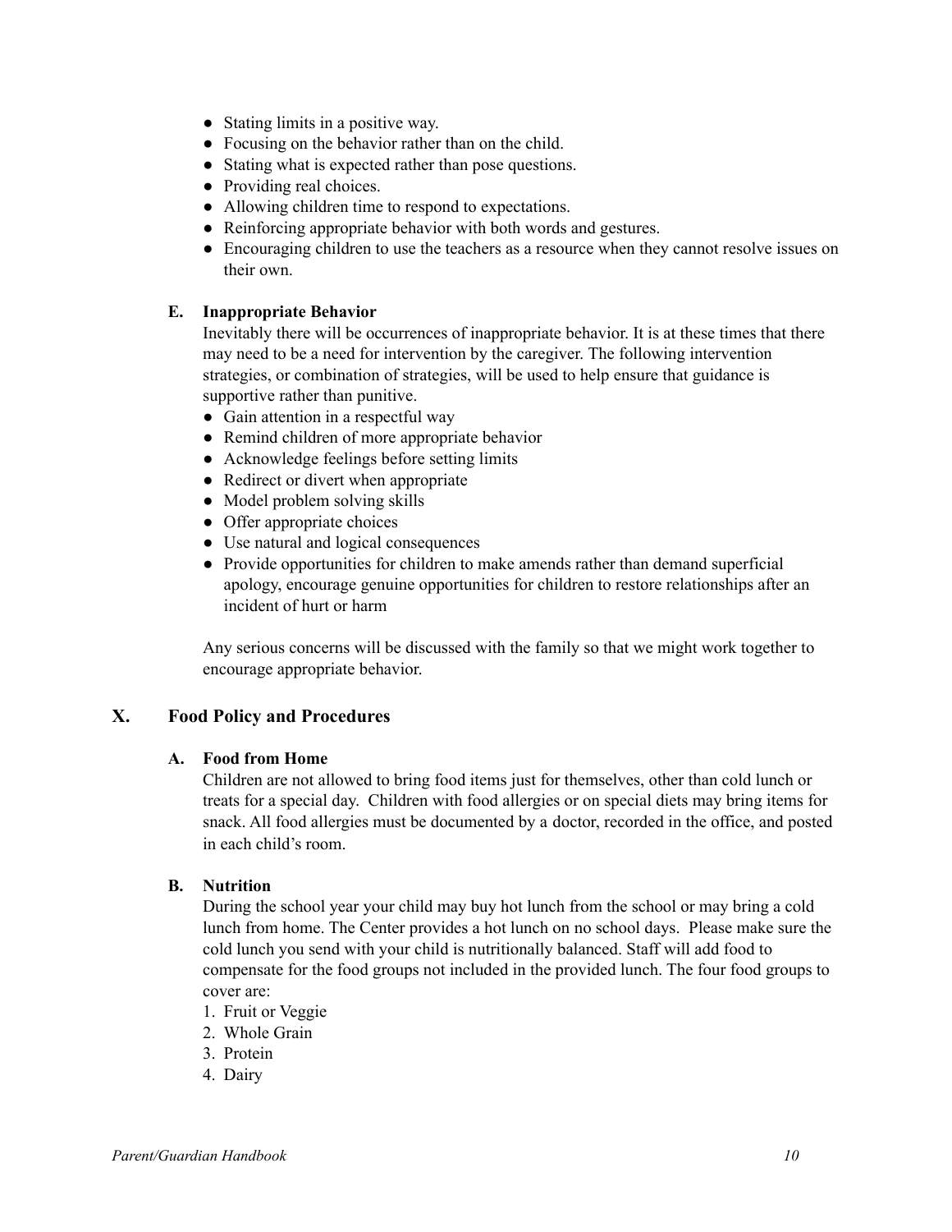- Stating limits in a positive way.
- Focusing on the behavior rather than on the child.
- Stating what is expected rather than pose questions.
- Providing real choices.
- Allowing children time to respond to expectations.
- Reinforcing appropriate behavior with both words and gestures.
- Encouraging children to use the teachers as a resource when they cannot resolve issues on their own.

### E. Inappropriate Behavior

Inevitably there will be occurrences of inappropriate behavior. It is at these times that there may need to be a need for intervention by the caregiver. The following intervention strategies, or combination of strategies, will be used to help ensure that guidance is supportive rather than punitive.

- Gain attention in a respectful way
- Remind children of more appropriate behavior
- Acknowledge feelings before setting limits
- Redirect or divert when appropriate
- Model problem solving skills
- Offer appropriate choices
- Use natural and logical consequences
- Provide opportunities for children to make amends rather than demand superficial apology, encourage genuine opportunities for children to restore relationships after an incident of hurt or harm

Any serious concerns will be discussed with the family so that we might work together to encourage appropriate behavior.

## X. Food Policy and Procedures

### A. Food from Home

Children are not allowed to bring food items just for themselves, other than cold lunch or treats for a special day. Children with food allergies or on special diets may bring items for snack. All food allergies must be documented by a doctor, recorded in the office, and posted in each child's room.

### B. Nutrition

During the school year your child may buy hot lunch from the school or may bring a cold lunch from home. The Center provides a hot lunch on no school days. Please make sure the cold lunch you send with your child is nutritionally balanced. Staff will add food to compensate for the food groups not included in the provided lunch. The four food groups to cover are:

1. Fruit or Veggie
2. Whole Grain
3. Protein
4. Dairy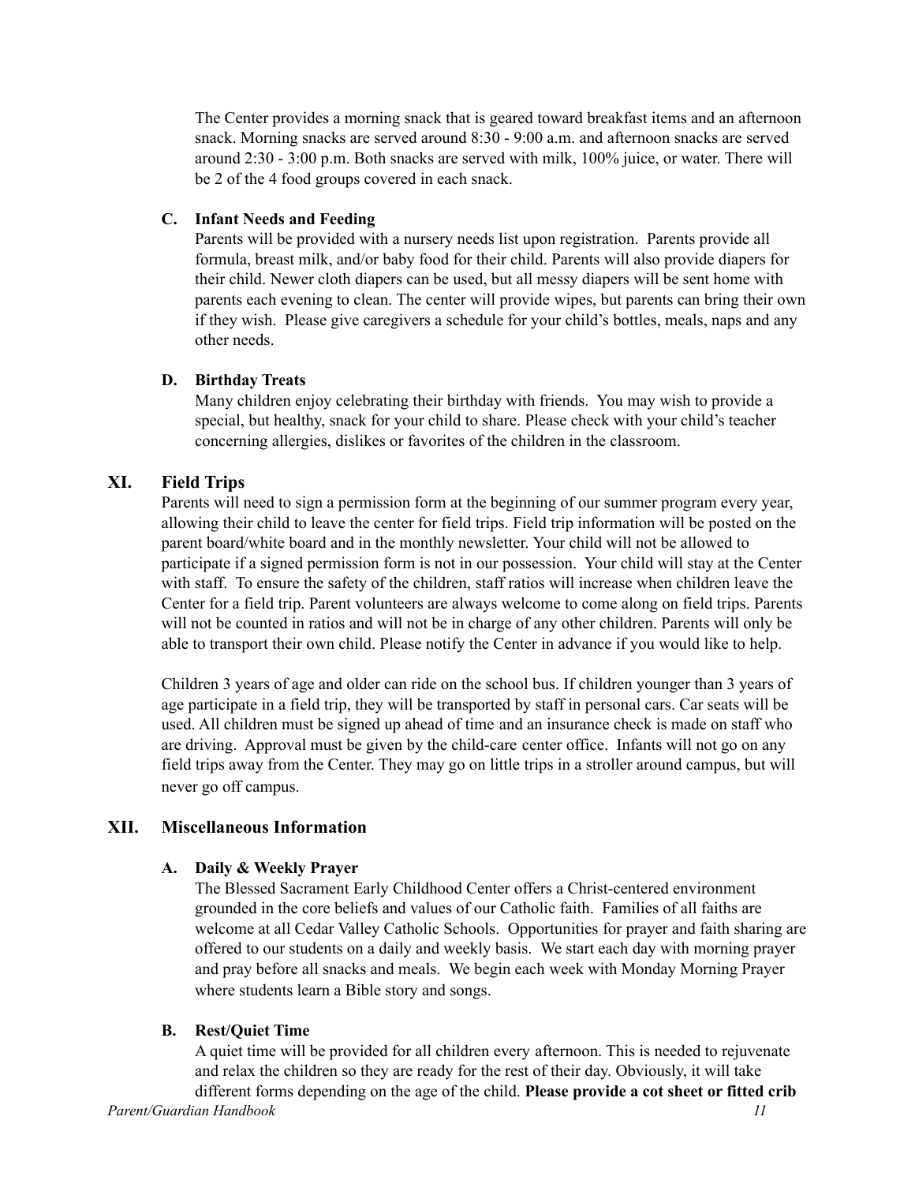The Center provides a morning snack that is geared toward breakfast items and an afternoon snack. Morning snacks are served around 8:30 - 9:00 a.m. and afternoon snacks are served around 2:30 - 3:00 p.m. Both snacks are served with milk, 100% juice, or water. There will be 2 of the 4 food groups covered in each snack.

### C. Infant Needs and Feeding

Parents will be provided with a nursery needs list upon registration. Parents provide all formula, breast milk, and/or baby food for their child. Parents will also provide diapers for their child. Newer cloth diapers can be used, but all messy diapers will be sent home with parents each evening to clean. The center will provide wipes, but parents can bring their own if they wish. Please give caregivers a schedule for your child's bottles, meals, naps and any other needs.

### D. Birthday Treats

Many children enjoy celebrating their birthday with friends. You may wish to provide a special, but healthy, snack for your child to share. Please check with your child's teacher concerning allergies, dislikes or favorites of the children in the classroom.

## XI. Field Trips

Parents will need to sign a permission form at the beginning of our summer program every year, allowing their child to leave the center for field trips. Field trip information will be posted on the parent board/white board and in the monthly newsletter. Your child will not be allowed to participate if a signed permission form is not in our possession. Your child will stay at the Center with staff. To ensure the safety of the children, staff ratios will increase when children leave the Center for a field trip. Parent volunteers are always welcome to come along on field trips. Parents will not be counted in ratios and will not be in charge of any other children. Parents will only be able to transport their own child. Please notify the Center in advance if you would like to help.

Children 3 years of age and older can ride on the school bus. If children younger than 3 years of age participate in a field trip, they will be transported by staff in personal cars. Car seats will be used. All children must be signed up ahead of time and an insurance check is made on staff who are driving. Approval must be given by the child-care center office. Infants will not go on any field trips away from the Center. They may go on little trips in a stroller around campus, but will never go off campus.

## XII. Miscellaneous Information

### A. Daily & Weekly Prayer

The Blessed Sacrament Early Childhood Center offers a Christ-centered environment grounded in the core beliefs and values of our Catholic faith. Families of all faiths are welcome at all Cedar Valley Catholic Schools. Opportunities for prayer and faith sharing are offered to our students on a daily and weekly basis. We start each day with morning prayer and pray before all snacks and meals. We begin each week with Monday Morning Prayer where students learn a Bible story and songs.

### B. Rest/Quiet Time

A quiet time will be provided for all children every afternoon. This is needed to rejuvenate and relax the children so they are ready for the rest of their day. Obviously, it will take different forms depending on the age of the child. **Please provide a cot sheet or fitted crib**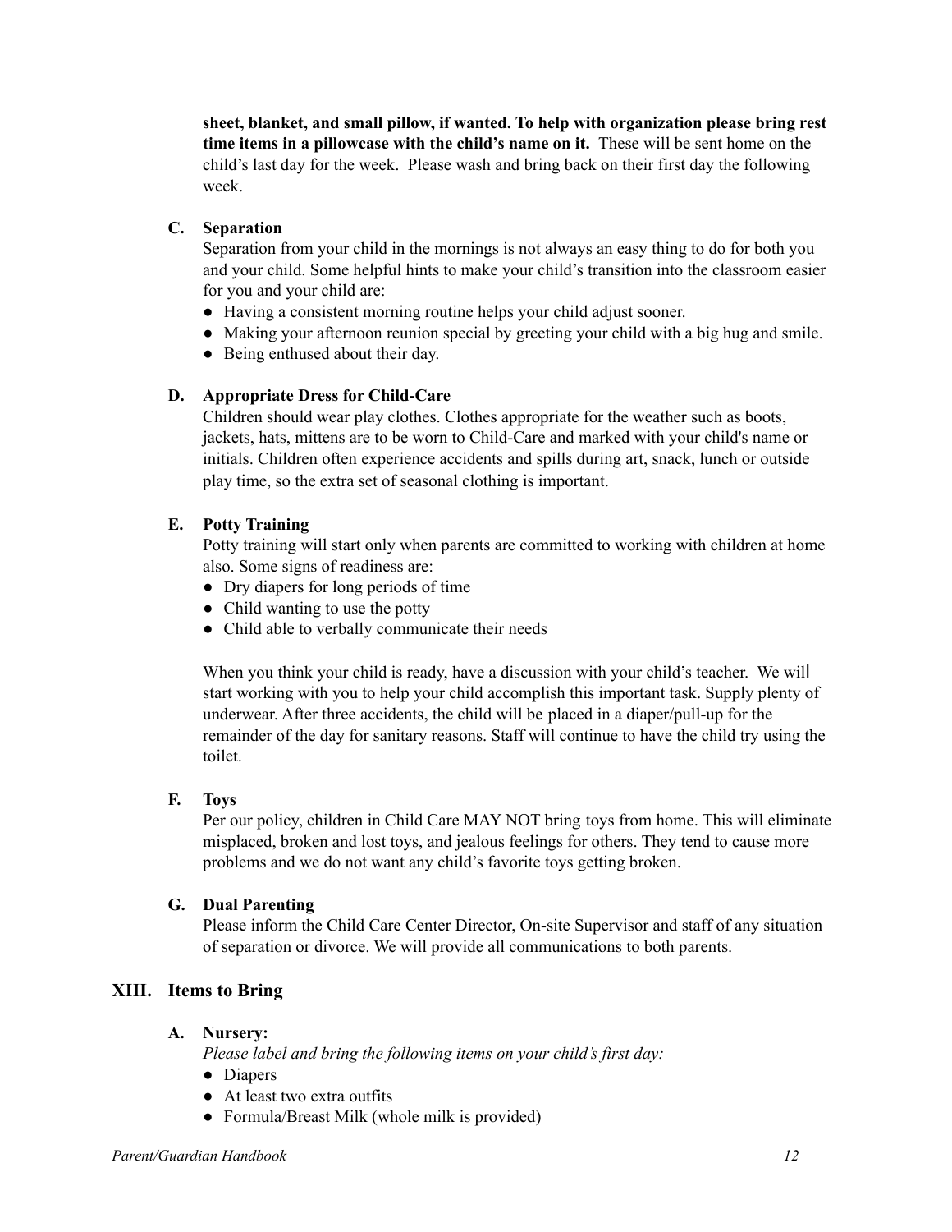**sheet, blanket, and small pillow, if wanted. To help with organization please bring rest time items in a pillowcase with the child's name on it.** These will be sent home on the child's last day for the week. Please wash and bring back on their first day the following week.

### C. Separation

Separation from your child in the mornings is not always an easy thing to do for both you and your child. Some helpful hints to make your child's transition into the classroom easier for you and your child are:

- Having a consistent morning routine helps your child adjust sooner.
- Making your afternoon reunion special by greeting your child with a big hug and smile.
- Being enthused about their day.

### D. Appropriate Dress for Child-Care

Children should wear play clothes. Clothes appropriate for the weather such as boots, jackets, hats, mittens are to be worn to Child-Care and marked with your child's name or initials. Children often experience accidents and spills during art, snack, lunch or outside play time, so the extra set of seasonal clothing is important.

### E. Potty Training

Potty training will start only when parents are committed to working with children at home also. Some signs of readiness are:

- Dry diapers for long periods of time
- Child wanting to use the potty
- Child able to verbally communicate their needs

When you think your child is ready, have a discussion with your child's teacher. We will start working with you to help your child accomplish this important task. Supply plenty of underwear. After three accidents, the child will be placed in a diaper/pull-up for the remainder of the day for sanitary reasons. Staff will continue to have the child try using the toilet.

### F. Toys

Per our policy, children in Child Care MAY NOT bring toys from home. This will eliminate misplaced, broken and lost toys, and jealous feelings for others. They tend to cause more problems and we do not want any child's favorite toys getting broken.

### G. Dual Parenting

Please inform the Child Care Center Director, On-site Supervisor and staff of any situation of separation or divorce. We will provide all communications to both parents.

## XIII. Items to Bring

### A. Nursery:

*Please label and bring the following items on your child's first day:*

- Diapers
- At least two extra outfits
- Formula/Breast Milk (whole milk is provided)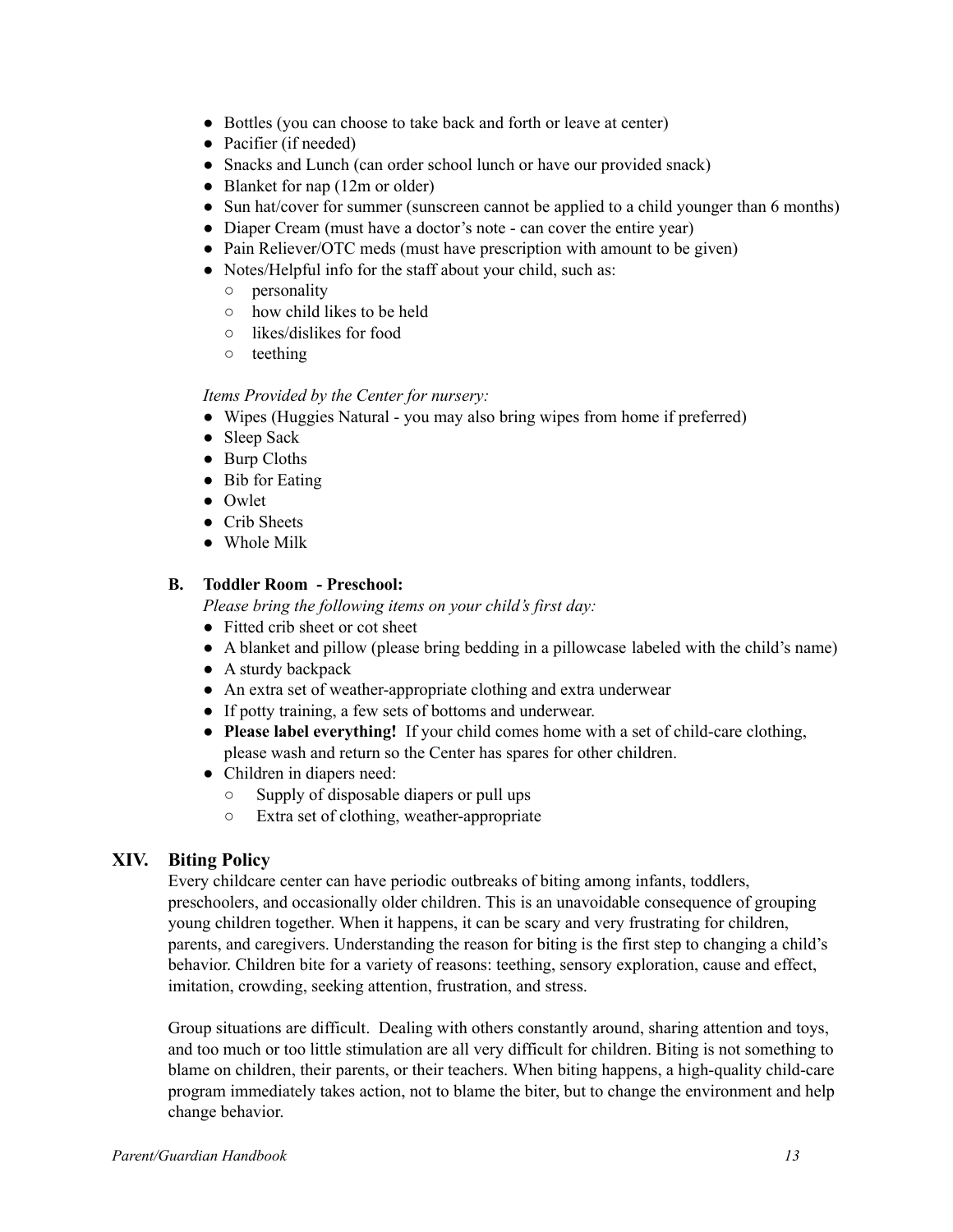- Bottles (you can choose to take back and forth or leave at center)
- Pacifier (if needed)
- Snacks and Lunch (can order school lunch or have our provided snack)
- Blanket for nap (12m or older)
- Sun hat/cover for summer (sunscreen cannot be applied to a child younger than 6 months)
- Diaper Cream (must have a doctor's note - can cover the entire year)
- Pain Reliever/OTC meds (must have prescription with amount to be given)
- Notes/Helpful info for the staff about your child, such as:
  - personality
  - how child likes to be held
  - likes/dislikes for food
  - teething

*Items Provided by the Center for nursery:*

- Wipes (Huggies Natural - you may also bring wipes from home if preferred)
- Sleep Sack
- Burp Cloths
- Bib for Eating
- Owlet
- Crib Sheets
- Whole Milk

### B. Toddler Room - Preschool:

*Please bring the following items on your child's first day:*

- Fitted crib sheet or cot sheet
- A blanket and pillow (please bring bedding in a pillowcase labeled with the child's name)
- A sturdy backpack
- An extra set of weather-appropriate clothing and extra underwear
- If potty training, a few sets of bottoms and underwear.
- **Please label everything!** If your child comes home with a set of child-care clothing, please wash and return so the Center has spares for other children.
- Children in diapers need:
  - Supply of disposable diapers or pull ups
  - Extra set of clothing, weather-appropriate

## XIV. Biting Policy

Every childcare center can have periodic outbreaks of biting among infants, toddlers, preschoolers, and occasionally older children. This is an unavoidable consequence of grouping young children together. When it happens, it can be scary and very frustrating for children, parents, and caregivers. Understanding the reason for biting is the first step to changing a child's behavior. Children bite for a variety of reasons: teething, sensory exploration, cause and effect, imitation, crowding, seeking attention, frustration, and stress.

Group situations are difficult. Dealing with others constantly around, sharing attention and toys, and too much or too little stimulation are all very difficult for children. Biting is not something to blame on children, their parents, or their teachers. When biting happens, a high-quality child-care program immediately takes action, not to blame the biter, but to change the environment and help change behavior.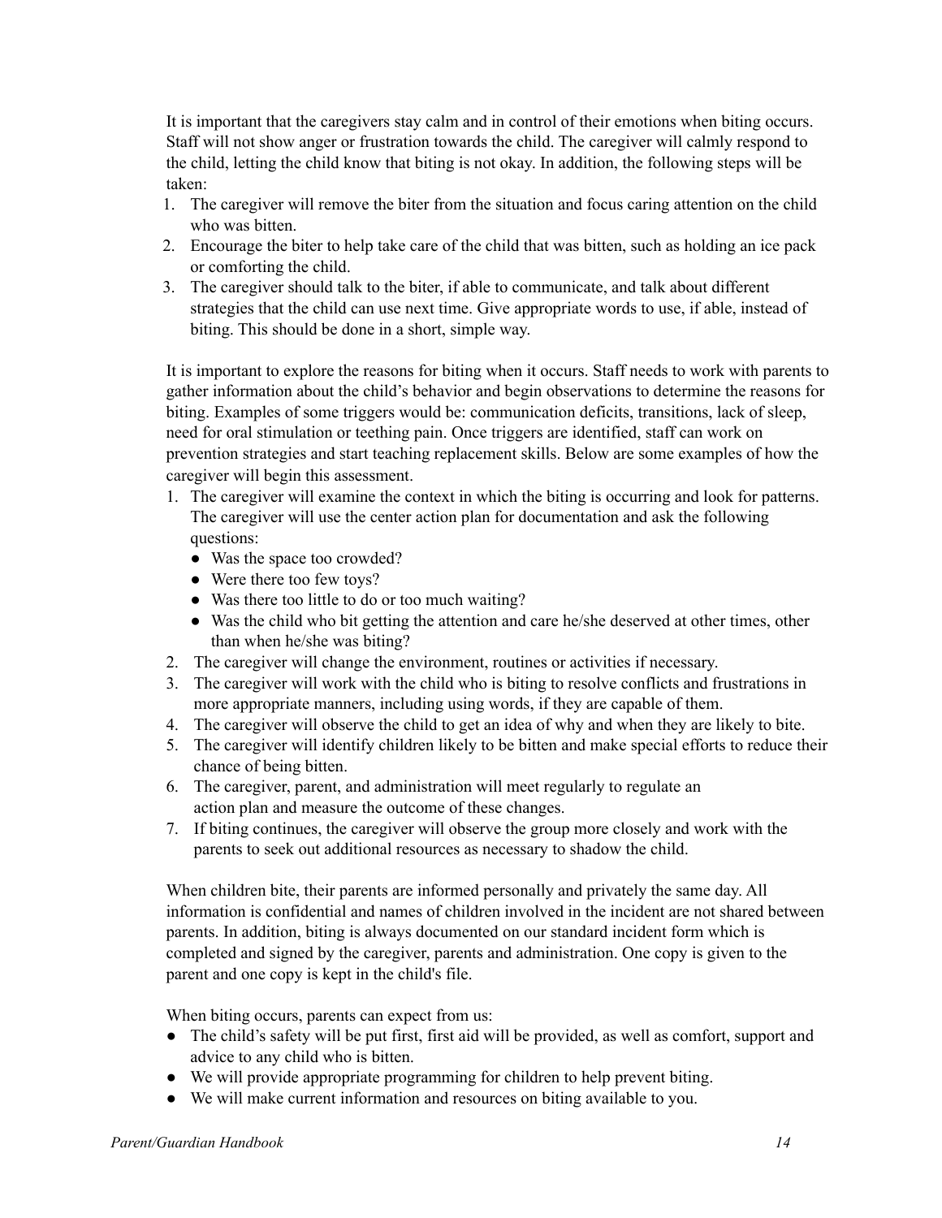It is important that the caregivers stay calm and in control of their emotions when biting occurs. Staff will not show anger or frustration towards the child. The caregiver will calmly respond to the child, letting the child know that biting is not okay. In addition, the following steps will be taken:

1. The caregiver will remove the biter from the situation and focus caring attention on the child who was bitten.
2. Encourage the biter to help take care of the child that was bitten, such as holding an ice pack or comforting the child.
3. The caregiver should talk to the biter, if able to communicate, and talk about different strategies that the child can use next time. Give appropriate words to use, if able, instead of biting. This should be done in a short, simple way.

It is important to explore the reasons for biting when it occurs. Staff needs to work with parents to gather information about the child's behavior and begin observations to determine the reasons for biting. Examples of some triggers would be: communication deficits, transitions, lack of sleep, need for oral stimulation or teething pain. Once triggers are identified, staff can work on prevention strategies and start teaching replacement skills. Below are some examples of how the caregiver will begin this assessment.

1. The caregiver will examine the context in which the biting is occurring and look for patterns. The caregiver will use the center action plan for documentation and ask the following questions:
   - Was the space too crowded?
   - Were there too few toys?
   - Was there too little to do or too much waiting?
   - Was the child who bit getting the attention and care he/she deserved at other times, other than when he/she was biting?
2. The caregiver will change the environment, routines or activities if necessary.
3. The caregiver will work with the child who is biting to resolve conflicts and frustrations in more appropriate manners, including using words, if they are capable of them.
4. The caregiver will observe the child to get an idea of why and when they are likely to bite.
5. The caregiver will identify children likely to be bitten and make special efforts to reduce their chance of being bitten.
6. The caregiver, parent, and administration will meet regularly to regulate an action plan and measure the outcome of these changes.
7. If biting continues, the caregiver will observe the group more closely and work with the parents to seek out additional resources as necessary to shadow the child.

When children bite, their parents are informed personally and privately the same day. All information is confidential and names of children involved in the incident are not shared between parents. In addition, biting is always documented on our standard incident form which is completed and signed by the caregiver, parents and administration. One copy is given to the parent and one copy is kept in the child's file.

When biting occurs, parents can expect from us:

- The child's safety will be put first, first aid will be provided, as well as comfort, support and advice to any child who is bitten.
- We will provide appropriate programming for children to help prevent biting.
- We will make current information and resources on biting available to you.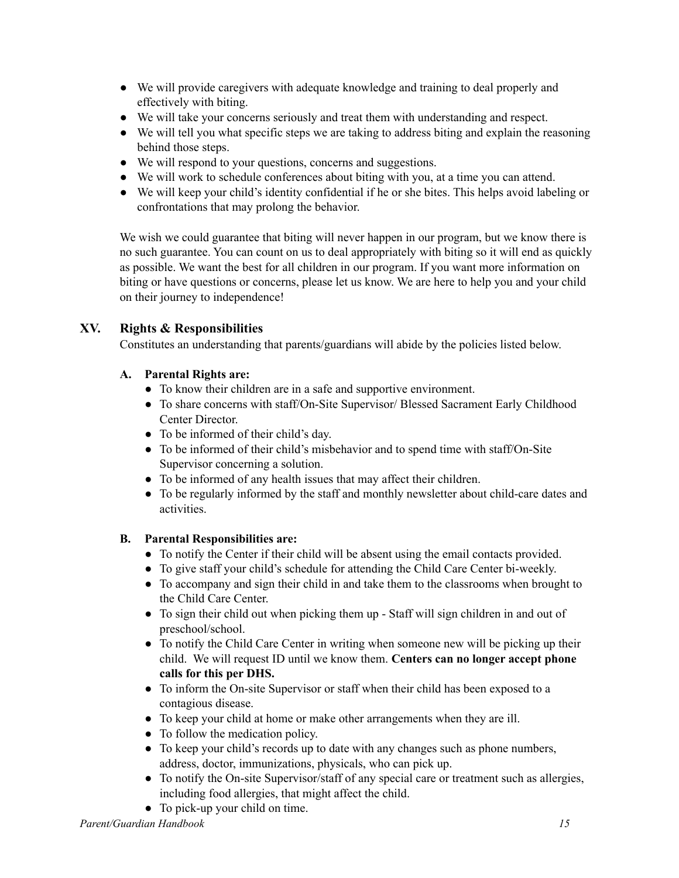- We will provide caregivers with adequate knowledge and training to deal properly and effectively with biting.
- We will take your concerns seriously and treat them with understanding and respect.
- We will tell you what specific steps we are taking to address biting and explain the reasoning behind those steps.
- We will respond to your questions, concerns and suggestions.
- We will work to schedule conferences about biting with you, at a time you can attend.
- We will keep your child's identity confidential if he or she bites. This helps avoid labeling or confrontations that may prolong the behavior.

We wish we could guarantee that biting will never happen in our program, but we know there is no such guarantee. You can count on us to deal appropriately with biting so it will end as quickly as possible. We want the best for all children in our program. If you want more information on biting or have questions or concerns, please let us know. We are here to help you and your child on their journey to independence!

## XV. Rights & Responsibilities

Constitutes an understanding that parents/guardians will abide by the policies listed below.

### A. Parental Rights are:

- To know their children are in a safe and supportive environment.
- To share concerns with staff/On-Site Supervisor/ Blessed Sacrament Early Childhood Center Director.
- To be informed of their child's day.
- To be informed of their child's misbehavior and to spend time with staff/On-Site Supervisor concerning a solution.
- To be informed of any health issues that may affect their children.
- To be regularly informed by the staff and monthly newsletter about child-care dates and activities.

### B. Parental Responsibilities are:

- To notify the Center if their child will be absent using the email contacts provided.
- To give staff your child's schedule for attending the Child Care Center bi-weekly.
- To accompany and sign their child in and take them to the classrooms when brought to the Child Care Center.
- To sign their child out when picking them up - Staff will sign children in and out of preschool/school.
- To notify the Child Care Center in writing when someone new will be picking up their child. We will request ID until we know them. **Centers can no longer accept phone calls for this per DHS.**
- To inform the On-site Supervisor or staff when their child has been exposed to a contagious disease.
- To keep your child at home or make other arrangements when they are ill.
- To follow the medication policy.
- To keep your child's records up to date with any changes such as phone numbers, address, doctor, immunizations, physicals, who can pick up.
- To notify the On-site Supervisor/staff of any special care or treatment such as allergies, including food allergies, that might affect the child.
- To pick-up your child on time.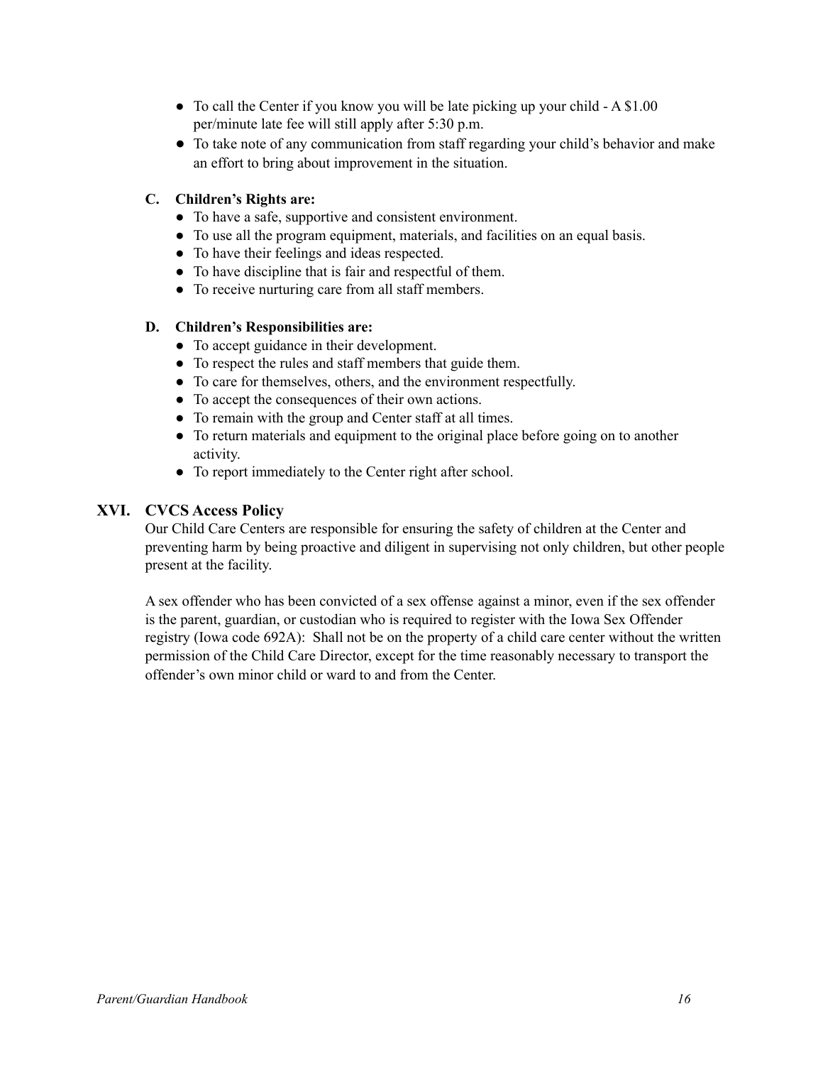- To call the Center if you know you will be late picking up your child - A $1.00 per/minute late fee will still apply after 5:30 p.m.
- To take note of any communication from staff regarding your child's behavior and make an effort to bring about improvement in the situation.

### C. Children's Rights are:

- To have a safe, supportive and consistent environment.
- To use all the program equipment, materials, and facilities on an equal basis.
- To have their feelings and ideas respected.
- To have discipline that is fair and respectful of them.
- To receive nurturing care from all staff members.

### D. Children's Responsibilities are:

- To accept guidance in their development.
- To respect the rules and staff members that guide them.
- To care for themselves, others, and the environment respectfully.
- To accept the consequences of their own actions.
- To remain with the group and Center staff at all times.
- To return materials and equipment to the original place before going on to another activity.
- To report immediately to the Center right after school.

## XVI. CVCS Access Policy

Our Child Care Centers are responsible for ensuring the safety of children at the Center and preventing harm by being proactive and diligent in supervising not only children, but other people present at the facility.

A sex offender who has been convicted of a sex offense against a minor, even if the sex offender is the parent, guardian, or custodian who is required to register with the Iowa Sex Offender registry (Iowa code 692A): Shall not be on the property of a child care center without the written permission of the Child Care Director, except for the time reasonably necessary to transport the offender's own minor child or ward to and from the Center.